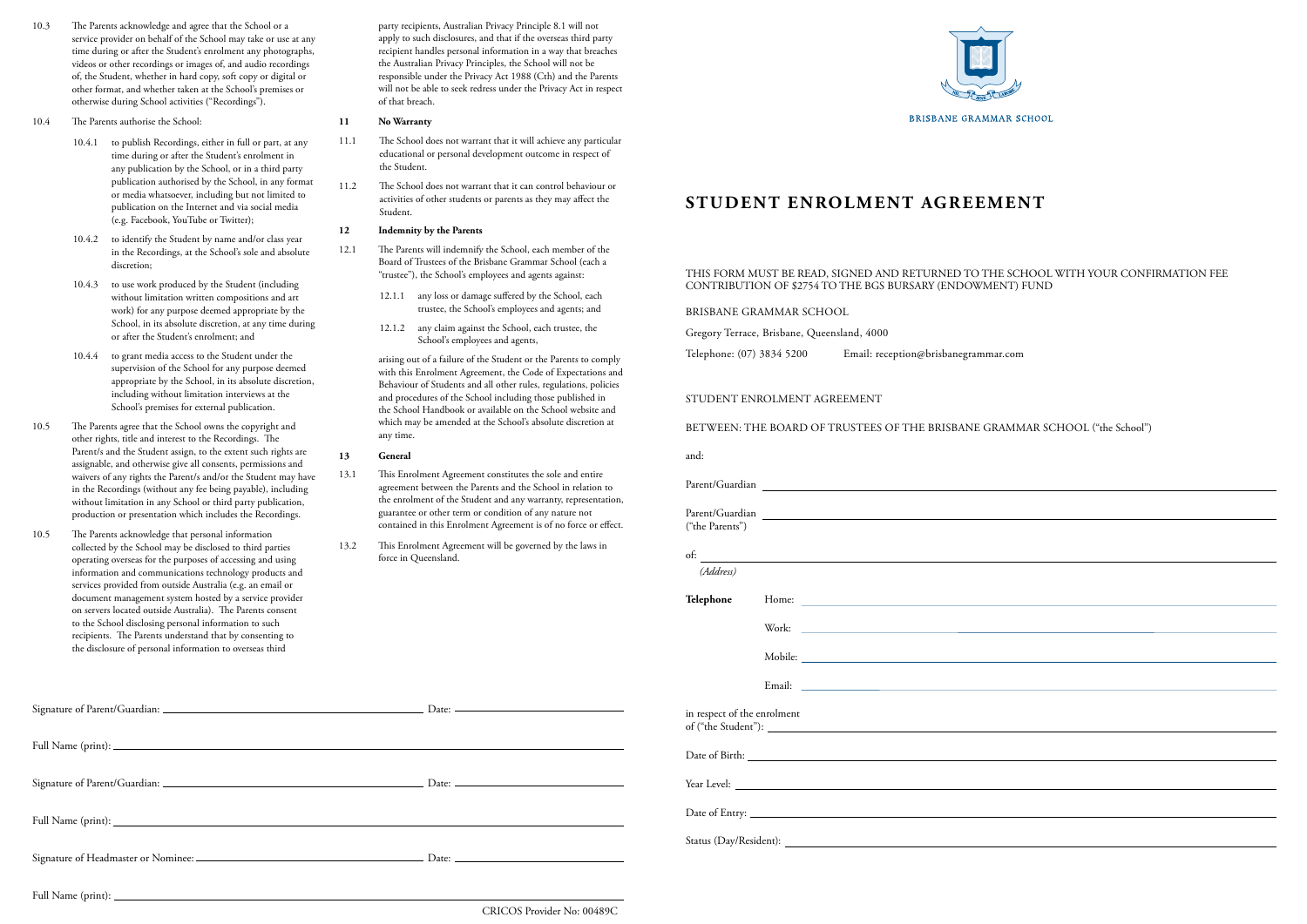10.3 The Parents acknowledge and agree that the School or a service provider on behalf of the School may take or use at any time during or after the Student's enrolment any photographs, videos or other recordings or images of, and audio recordings of, the Student, whether in hard copy, soft copy or digital or other format, and whether taken at the School's premises or otherwise during School activities ("Recordings").

10.4 The Parents authorise the School:

- 10.4.1 to publish Recordings, either in full or part, at any time during or after the Student's enrolment in any publication by the School, or in a third party publication authorised by the School, in any format or media whatsoever, including but not limited to publication on the Internet and via social media (e.g. Facebook, YouTube or Twitter);
- 10.4.2 to identify the Student by name and/or class year in the Recordings, at the School's sole and absolute discretion;
- 10.4.3 to use work produced by the Student (including without limitation written compositions and art work) for any purpose deemed appropriate by the School, in its absolute discretion, at any time during or after the Student's enrolment; and
- 10.4.4 to grant media access to the Student under the supervision of the School for any purpose deemed appropriate by the School, in its absolute discretion, including without limitation interviews at the School's premises for external publication.

10.5 The Parents agree that the School owns the copyright and other rights, title and interest to the Recordings. The Parent/s and the Student assign, to the extent such rights are assignable, and otherwise give all consents, permissions and waivers of any rights the Parent/s and/or the Student may have in the Recordings (without any fee being payable), including without limitation in any School or third party publication, production or presentation which includes the Recordings.

10.5 The Parents acknowledge that personal information collected by the School may be disclosed to third parties operating overseas for the purposes of accessing and using information and communications technology products and services provided from outside Australia (e.g. an email or document management system hosted by a service provider on servers located outside Australia). The Parents consent to the School disclosing personal information to such recipients. The Parents understand that by consenting to the disclosure of personal information to overseas third party recipients, Australian Privacy Principle 8.1 will not apply to such disclosures, and that if the overseas third party recipient handles personal information in a way that breaches the Australian Privacy Principles, the School will not be responsible under the Privacy Act 1988 (Cth) and the Parents will not be able to seek redress under the Privacy Act in respect of that breach.

**11 No Warranty**

11.1 The School does not warrant that it will achieve any particular educational or personal development outcome in respect of the Student.

11.2 The School does not warrant that it can control behaviour or activities of other students or parents as they may affect the Student.

**12 Indemnity by the Parents**

12.1 The Parents will indemnify the School, each member of the Board of Trustees of the Brisbane Grammar School (each a "trustee"), the School's employees and agents against:

- 12.1.1 any loss or damage suffered by the School, each trustee, the School's employees and agents; and
- 12.1.2 any claim against the School, each trustee, the School's employees and agents,

arising out of a failure of the Student or the Parents to comply with this Enrolment Agreement, the Code of Expectations and Behaviour of Students and all other rules, regulations, policies and procedures of the School including those published in the School Handbook or available on the School website and which may be amended at the School's absolute discretion at any time.

**13 General**

13.1 This Enrolment Agreement constitutes the sole and entire agreement between the Parents and the School in relation to the enrolment of the Student and any warranty, representation, guarantee or other term or condition of any nature not contained in this Enrolment Agreement is of no force or effect.

13.2 This Enrolment Agreement will be governed by the laws in force in Queensland.

Signature of Parent/Guardian: ______________________ Date: ______________

Full Name (print): ______________________

Signature of Parent/Guardian: ______________________ Date: ______________

Full Name (print): ______________________

Signature of Headmaster or Nominee: ______________________ Date: ______________

Full Name (print): ______________________

CRICOS Provider No: 00489C

BRISBANE GRAMMAR SCHOOL

# STUDENT ENROLMENT AGREEMENT

THIS FORM MUST BE READ, SIGNED AND RETURNED TO THE SCHOOL WITH YOUR CONFIRMATION FEE CONTRIBUTION OF $2754 TO THE BGS BURSARY (ENDOWMENT) FUND

BRISBANE GRAMMAR SCHOOL

Gregory Terrace, Brisbane, Queensland, 4000

Telephone: (07) 3834 5200 Email: reception@brisbanegrammar.com

STUDENT ENROLMENT AGREEMENT

BETWEEN: THE BOARD OF TRUSTEES OF THE BRISBANE GRAMMAR SCHOOL ("the School")

and:

Parent/Guardian ______________________

Parent/Guardian ______________________
("the Parents")

of: ______________________
*(Address)*

**Telephone** Home: ______________________

Work: ______________________

Mobile: ______________________

Email: ______________________

in respect of the enrolment
of ("the Student"): ______________________

Date of Birth: ______________________

Year Level: ______________________

Date of Entry: ______________________

Status (Day/Resident): ______________________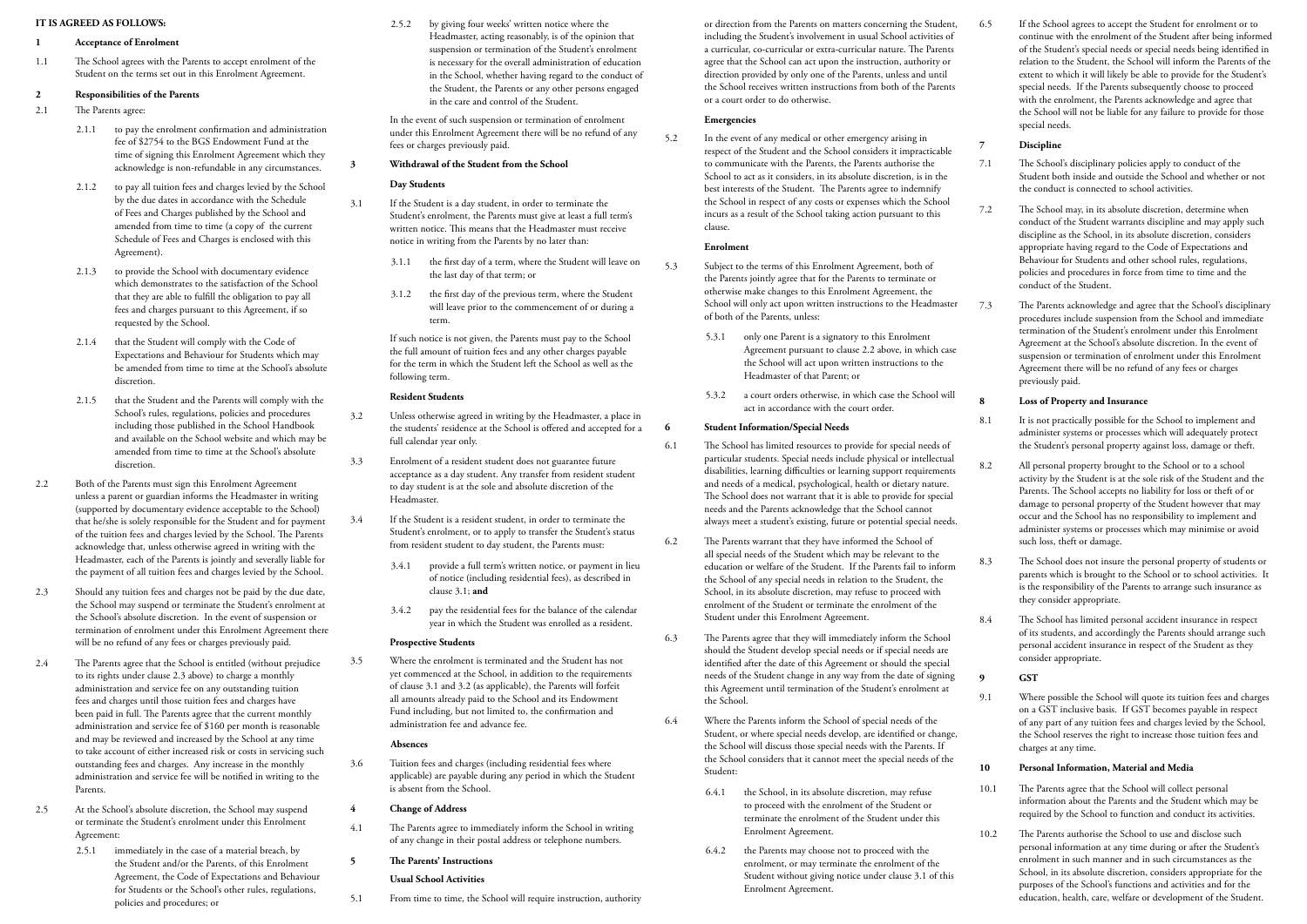**IT IS AGREED AS FOLLOWS:**

## 1 Acceptance of Enrolment

1.1 The School agrees with the Parents to accept enrolment of the Student on the terms set out in this Enrolment Agreement.

## 2 Responsibilities of the Parents

2.1 The Parents agree:

2.1.1 to pay the enrolment confirmation and administration fee of $2754 to the BGS Endowment Fund at the time of signing this Enrolment Agreement which they acknowledge is non-refundable in any circumstances.

2.1.2 to pay all tuition fees and charges levied by the School by the due dates in accordance with the Schedule of Fees and Charges published by the School and amended from time to time (a copy of the current Schedule of Fees and Charges is enclosed with this Agreement).

2.1.3 to provide the School with documentary evidence which demonstrates to the satisfaction of the School that they are able to fulfill the obligation to pay all fees and charges pursuant to this Agreement, if so requested by the School.

2.1.4 that the Student will comply with the Code of Expectations and Behaviour for Students which may be amended from time to time at the School's absolute discretion.

2.1.5 that the Student and the Parents will comply with the School's rules, regulations, policies and procedures including those published in the School Handbook and available on the School website and which may be amended from time to time at the School's absolute discretion.

2.2 Both of the Parents must sign this Enrolment Agreement unless a parent or guardian informs the Headmaster in writing (supported by documentary evidence acceptable to the School) that he/she is solely responsible for the Student and for payment of the tuition fees and charges levied by the School. The Parents acknowledge that, unless otherwise agreed in writing with the Headmaster, each of the Parents is jointly and severally liable for the payment of all tuition fees and charges levied by the School.

2.3 Should any tuition fees and charges not be paid by the due date, the School may suspend or terminate the Student's enrolment at the School's absolute discretion. In the event of suspension or termination of enrolment under this Enrolment Agreement there will be no refund of any fees or charges previously paid.

2.4 The Parents agree that the School is entitled (without prejudice to its rights under clause 2.3 above) to charge a monthly administration and service fee on any outstanding tuition fees and charges until those tuition fees and charges have been paid in full. The Parents agree that the current monthly administration and service fee of $160 per month is reasonable and may be reviewed and increased by the School at any time to take account of either increased risk or costs in servicing such outstanding fees and charges. Any increase in the monthly administration and service fee will be notified in writing to the Parents.

2.5 At the School's absolute discretion, the School may suspend or terminate the Student's enrolment under this Enrolment Agreement:

2.5.1 immediately in the case of a material breach, by the Student and/or the Parents, of this Enrolment Agreement, the Code of Expectations and Behaviour for Students or the School's other rules, regulations, policies and procedures; or

2.5.2 by giving four weeks' written notice where the Headmaster, acting reasonably, is of the opinion that suspension or termination of the Student's enrolment is necessary for the overall administration of education in the School, whether having regard to the conduct of the Student, the Parents or any other persons engaged in the care and control of the Student.

In the event of such suspension or termination of enrolment under this Enrolment Agreement there will be no refund of any fees or charges previously paid.

## 3 Withdrawal of the Student from the School

### Day Students

3.1 If the Student is a day student, in order to terminate the Student's enrolment, the Parents must give at least a full term's written notice. This means that the Headmaster must receive notice in writing from the Parents by no later than:

3.1.1 the first day of a term, where the Student will leave on the last day of that term; or

3.1.2 the first day of the previous term, where the Student will leave prior to the commencement of or during a term.

If such notice is not given, the Parents must pay to the School the full amount of tuition fees and any other charges payable for the term in which the Student left the School as well as the following term.

### Resident Students

3.2 Unless otherwise agreed in writing by the Headmaster, a place in the students' residence at the School is offered and accepted for a full calendar year only.

3.3 Enrolment of a resident student does not guarantee future acceptance as a day student. Any transfer from resident student to day student is at the sole and absolute discretion of the Headmaster.

3.4 If the Student is a resident student, in order to terminate the Student's enrolment, or to apply to transfer the Student's status from resident student to day student, the Parents must:

3.4.1 provide a full term's written notice, or payment in lieu of notice (including residential fees), as described in clause 3.1; **and**

3.4.2 pay the residential fees for the balance of the calendar year in which the Student was enrolled as a resident.

### Prospective Students

3.5 Where the enrolment is terminated and the Student has not yet commenced at the School, in addition to the requirements of clause 3.1 and 3.2 (as applicable), the Parents will forfeit all amounts already paid to the School and its Endowment Fund including, but not limited to, the confirmation and administration fee and advance fee.

### Absences

3.6 Tuition fees and charges (including residential fees where applicable) are payable during any period in which the Student is absent from the School.

## 4 Change of Address

4.1 The Parents agree to immediately inform the School in writing of any change in their postal address or telephone numbers.

## 5 The Parents' Instructions

### Usual School Activities

5.1 From time to time, the School will require instruction, authority or direction from the Parents on matters concerning the Student, including the Student's involvement in usual School activities of a curricular, co-curricular or extra-curricular nature. The Parents agree that the School can act upon the instruction, authority or direction provided by only one of the Parents, unless and until the School receives written instructions from both of the Parents or a court order to do otherwise.

### Emergencies

5.2 In the event of any medical or other emergency arising in respect of the Student and the School considers it impracticable to communicate with the Parents, the Parents authorise the School to act as it considers, in its absolute discretion, is in the best interests of the Student. The Parents agree to indemnify the School in respect of any costs or expenses which the School incurs as a result of the School taking action pursuant to this clause.

### Enrolment

5.3 Subject to the terms of this Enrolment Agreement, both of the Parents jointly agree that for the Parents to terminate or otherwise make changes to this Enrolment Agreement, the School will only act upon written instructions to the Headmaster of both of the Parents, unless:

5.3.1 only one Parent is a signatory to this Enrolment Agreement pursuant to clause 2.2 above, in which case the School will act upon written instructions to the Headmaster of that Parent; or

5.3.2 a court orders otherwise, in which case the School will act in accordance with the court order.

## 6 Student Information/Special Needs

6.1 The School has limited resources to provide for special needs of particular students. Special needs include physical or intellectual disabilities, learning difficulties or learning support requirements and needs of a medical, psychological, health or dietary nature. The School does not warrant that it is able to provide for special needs and the Parents acknowledge that the School cannot always meet a student's existing, future or potential special needs.

6.2 The Parents warrant that they have informed the School of all special needs of the Student which may be relevant to the education or welfare of the Student. If the Parents fail to inform the School of any special needs in relation to the Student, the School, in its absolute discretion, may refuse to proceed with enrolment of the Student or terminate the enrolment of the Student under this Enrolment Agreement.

6.3 The Parents agree that they will immediately inform the School should the Student develop special needs or if special needs are identified after the date of this Agreement or should the special needs of the Student change in any way from the date of signing this Agreement until termination of the Student's enrolment at the School.

6.4 Where the Parents inform the School of special needs of the Student, or where special needs develop, are identified or change, the School will discuss those special needs with the Parents. If the School considers that it cannot meet the special needs of the Student:

6.4.1 the School, in its absolute discretion, may refuse to proceed with the enrolment of the Student or terminate the enrolment of the Student under this Enrolment Agreement.

6.4.2 the Parents may choose not to proceed with the enrolment, or may terminate the enrolment of the Student without giving notice under clause 3.1 of this Enrolment Agreement.

6.5 If the School agrees to accept the Student for enrolment or to continue with the enrolment of the Student after being informed of the Student's special needs or special needs being identified in relation to the Student, the School will inform the Parents of the extent to which it will likely be able to provide for the Student's special needs. If the Parents subsequently choose to proceed with the enrolment, the Parents acknowledge and agree that the School will not be liable for any failure to provide for those special needs.

## 7 Discipline

7.1 The School's disciplinary policies apply to conduct of the Student both inside and outside the School and whether or not the conduct is connected to school activities.

7.2 The School may, in its absolute discretion, determine when conduct of the Student warrants discipline and may apply such discipline as the School, in its absolute discretion, considers appropriate having regard to the Code of Expectations and Behaviour for Students and other school rules, regulations, policies and procedures in force from time to time and the conduct of the Student.

7.3 The Parents acknowledge and agree that the School's disciplinary procedures include suspension from the School and immediate termination of the Student's enrolment under this Enrolment Agreement at the School's absolute discretion. In the event of suspension or termination of enrolment under this Enrolment Agreement there will be no refund of any fees or charges previously paid.

## 8 Loss of Property and Insurance

8.1 It is not practically possible for the School to implement and administer systems or processes which will adequately protect the Student's personal property against loss, damage or theft.

8.2 All personal property brought to the School or to a school activity by the Student is at the sole risk of the Student and the Parents. The School accepts no liability for loss or theft of or damage to personal property of the Student however that may occur and the School has no responsibility to implement and administer systems or processes which may minimise or avoid such loss, theft or damage.

8.3 The School does not insure the personal property of students or parents which is brought to the School or to school activities. It is the responsibility of the Parents to arrange such insurance as they consider appropriate.

8.4 The School has limited personal accident insurance in respect of its students, and accordingly the Parents should arrange such personal accident insurance in respect of the Student as they consider appropriate.

## 9 GST

9.1 Where possible the School will quote its tuition fees and charges on a GST inclusive basis. If GST becomes payable in respect of any part of any tuition fees and charges levied by the School, the School reserves the right to increase those tuition fees and charges at any time.

## 10 Personal Information, Material and Media

10.1 The Parents agree that the School will collect personal information about the Parents and the Student which may be required by the School to function and conduct its activities.

10.2 The Parents authorise the School to use and disclose such personal information at any time during or after the Student's enrolment in such manner and in such circumstances as the School, in its absolute discretion, considers appropriate for the purposes of the School's functions and activities and for the education, health, care, welfare or development of the Student.